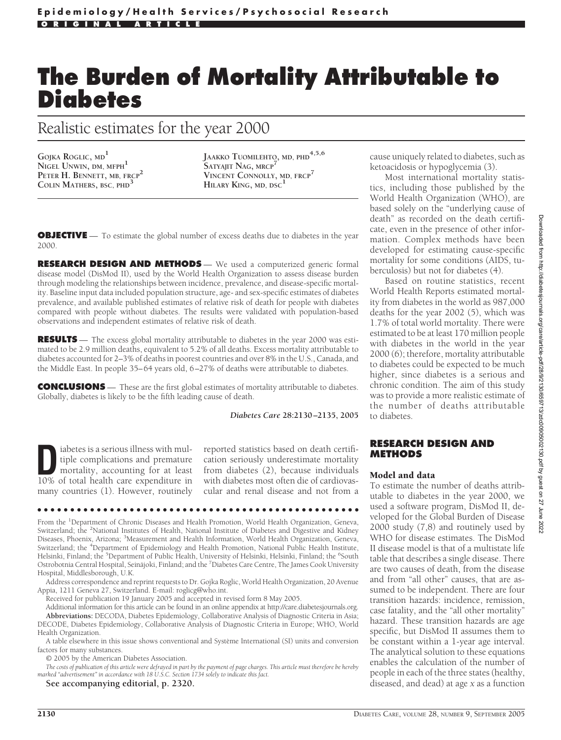# The Burden of Mortality Attributable to Diabetes

## Realistic estimates for the year 2000

GOJKA ROGLIC, MD[1]
NIGEL UNWIN, DM, MFPH[1]
PETER H. BENNETT, MB, FRCP[2]
COLIN MATHERS, BSC, PHD[3]
JAAKKO TUOMILEHTO, MD, PHD[4,5,6]
SATYAJIT NAG, MRCP[7]
VINCENT CONNOLLY, MD, FRCP[7]
HILARY KING, MD, DSC[1]

**OBJECTIVE** — To estimate the global number of excess deaths due to diabetes in the year 2000.

**RESEARCH DESIGN AND METHODS** — We used a computerized generic formal disease model (DisMod II), used by the World Health Organization to assess disease burden through modeling the relationships between incidence, prevalence, and disease-specific mortality. Baseline input data included population structure, age- and sex-specific estimates of diabetes prevalence, and available published estimates of relative risk of death for people with diabetes compared with people without diabetes. The results were validated with population-based observations and independent estimates of relative risk of death.

**RESULTS** — The excess global mortality attributable to diabetes in the year 2000 was estimated to be 2.9 million deaths, equivalent to 5.2% of all deaths. Excess mortality attributable to diabetes accounted for 2–3% of deaths in poorest countries and over 8% in the U.S., Canada, and the Middle East. In people 35–64 years old, 6–27% of deaths were attributable to diabetes.

**CONCLUSIONS** — These are the first global estimates of mortality attributable to diabetes. Globally, diabetes is likely to be the fifth leading cause of death.

*Diabetes Care* **28:2130–2135, 2005**

Diabetes is a serious illness with multiple complications and premature mortality, accounting for at least 10% of total health care expenditure in many countries (1). However, routinely reported statistics based on death certification seriously underestimate mortality from diabetes (2), because individuals with diabetes most often die of cardiovascular and renal disease and not from a cause uniquely related to diabetes, such as ketoacidosis or hypoglycemia (3).

Most international mortality statistics, including those published by the World Health Organization (WHO), are based solely on the "underlying cause of death" as recorded on the death certificate, even in the presence of other information. Complex methods have been developed for estimating cause-specific mortality for some conditions (AIDS, tuberculosis) but not for diabetes (4).

Based on routine statistics, recent World Health Reports estimated mortality from diabetes in the world as 987,000 deaths for the year 2002 (5), which was 1.7% of total world mortality. There were estimated to be at least 170 million people with diabetes in the world in the year 2000 (6); therefore, mortality attributable to diabetes could be expected to be much higher, since diabetes is a serious and chronic condition. The aim of this study was to provide a more realistic estimate of the number of deaths attributable to diabetes.

## RESEARCH DESIGN AND METHODS

### Model and data

To estimate the number of deaths attributable to diabetes in the year 2000, we used a software program, DisMod II, developed for the Global Burden of Disease 2000 study (7,8) and routinely used by WHO for disease estimates. The DisMod II disease model is that of a multistate life table that describes a single disease. There are two causes of death, from the disease and from "all other" causes, that are assumed to be independent. There are four transition hazards: incidence, remission, case fatality, and the "all other mortality" hazard. These transition hazards are age specific, but DisMod II assumes them to be constant within a 1-year age interval. The analytical solution to these equations enables the calculation of the number of people in each of the three states (healthy, diseased, and dead) at age $x$ as a function

---

From the [1]Department of Chronic Diseases and Health Promotion, World Health Organization, Geneva, Switzerland; the [2]National Institutes of Health, National Institute of Diabetes and Digestive and Kidney Diseases, Phoenix, Arizona; [3]Measurement and Health Information, World Health Organization, Geneva, Switzerland; the [4]Department of Epidemiology and Health Promotion, National Public Health Institute, Helsinki, Finland; the [5]Department of Public Health, University of Helsinki, Helsinki, Finland; the [6]South Ostrobotnia Central Hospital, Seinäjoki, Finland; and the [7]Diabetes Care Centre, The James Cook University Hospital, Middlesborough, U.K.

Address correspondence and reprint requests to Dr. Gojka Roglic, World Health Organization, 20 Avenue Appia, 1211 Geneva 27, Switzerland. E-mail: roglicg@who.int.

Received for publication 19 January 2005 and accepted in revised form 8 May 2005.

Additional information for this article can be found in an online appendix at http://care.diabetesjournals.org.

**Abbreviations:** DECODA, Diabetes Epidemiology, Collaborative Analysis of Diagnostic Criteria in Asia; DECODE, Diabetes Epidemiology, Collaborative Analysis of Diagnostic Criteria in Europe; WHO, World Health Organization.

A table elsewhere in this issue shows conventional and Système International (SI) units and conversion factors for many substances.

© 2005 by the American Diabetes Association.

*The costs of publication of this article were defrayed in part by the payment of page charges. This article must therefore be hereby marked "advertisement" in accordance with 18 U.S.C. Section 1734 solely to indicate this fact.*

**See accompanying editorial, p. 2320.**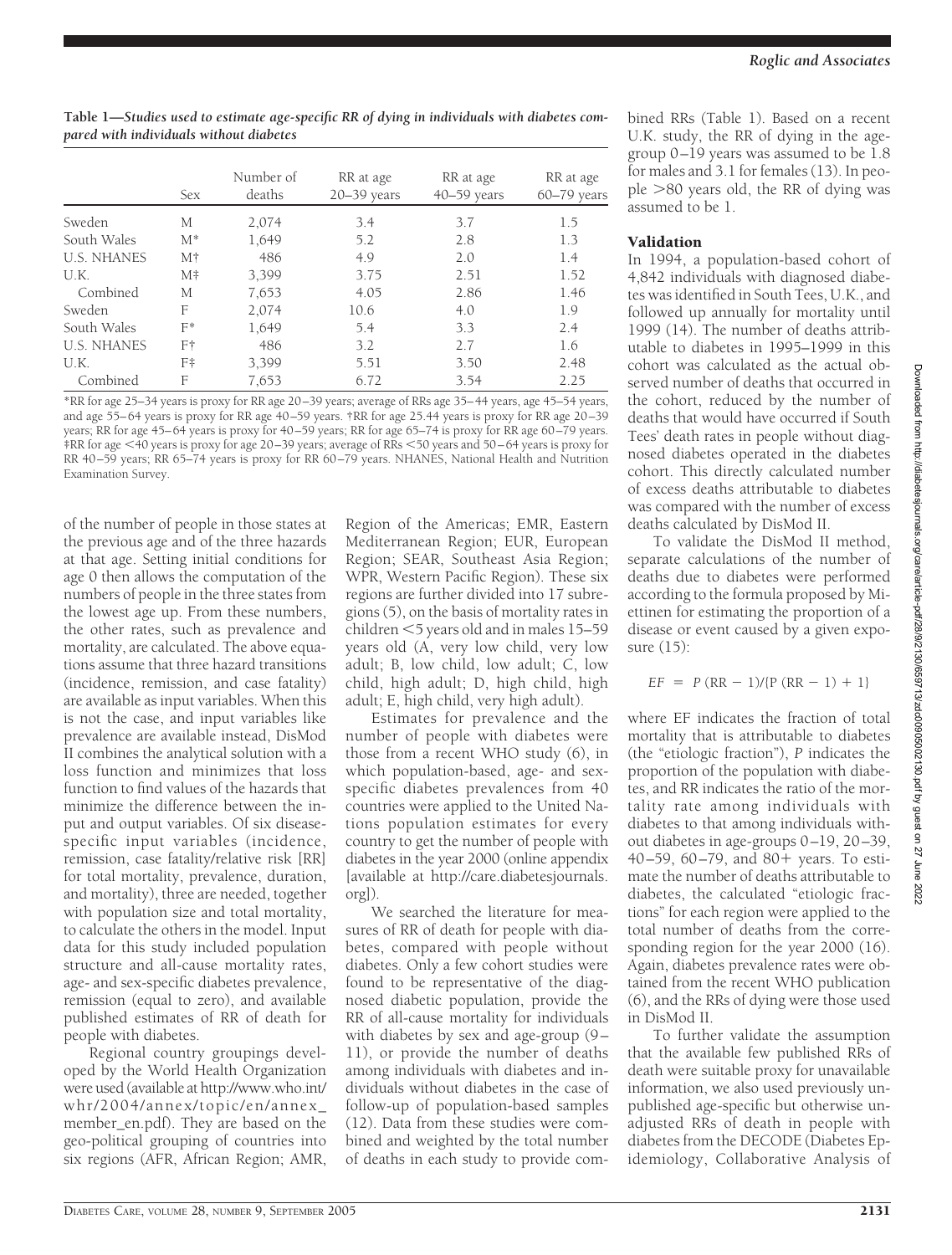**Table 1—Studies used to estimate age-specific RR of dying in individuals with diabetes compared with individuals without diabetes**

| | Sex | Number of deaths | RR at age 20–39 years | RR at age 40–59 years | RR at age 60–79 years |
|---|---|---|---|---|---|
| Sweden | M | 2,074 | 3.4 | 3.7 | 1.5 |
| South Wales | M* | 1,649 | 5.2 | 2.8 | 1.3 |
| U.S. NHANES | M† | 486 | 4.9 | 2.0 | 1.4 |
| U.K. | M‡ | 3,399 | 3.75 | 2.51 | 1.52 |
| Combined | M | 7,653 | 4.05 | 2.86 | 1.46 |
| Sweden | F | 2,074 | 10.6 | 4.0 | 1.9 |
| South Wales | F* | 1,649 | 5.4 | 3.3 | 2.4 |
| U.S. NHANES | F† | 486 | 3.2 | 2.7 | 1.6 |
| U.K. | F‡ | 3,399 | 5.51 | 3.50 | 2.48 |
| Combined | F | 7,653 | 6.72 | 3.54 | 2.25 |

*RR for age 25–34 years is proxy for RR age 20–39 years; average of RRs age 35–44 years, age 45–54 years, and age 55–64 years is proxy for RR age 40–59 years. †RR for age 25.44 years is proxy for RR age 20–39 years; RR for age 45–64 years is proxy for RR for age 40–59 years; RR for age 65–74 is proxy for RR age 60–79 years. ‡RR for age <40 years is proxy for age 20–39 years; average of RRs <50 years and 50–64 years is proxy for RR 40–59 years; RR 65–74 years is proxy for RR 60–79 years. NHANES, National Health and Nutrition Examination Survey.

of the number of people in those states at the previous age and of the three hazards at that age. Setting initial conditions for age 0 then allows the computation of the numbers of people in the three states from the lowest age up. From these numbers, the other rates, such as prevalence and mortality, are calculated. The above equations assume that three hazard transitions (incidence, remission, and case fatality) are available as input variables. When this is not the case, and input variables like prevalence are available instead, DisMod II combines the analytical solution with a loss function and minimizes that loss function to find values of the hazards that minimize the difference between the input and output variables. Of six disease-specific input variables (incidence, remission, case fatality/relative risk [RR] for total mortality, prevalence, duration, and mortality), three are needed, together with population size and total mortality, to calculate the others in the model. Input data for this study included population structure and all-cause mortality rates, age- and sex-specific diabetes prevalence, remission (equal to zero), and available published estimates of RR of death for people with diabetes.

Regional country groupings developed by the World Health Organization were used (available at http://www.who.int/whr/2004/annex/topic/en/annex_member_en.pdf). They are based on the geo-political grouping of countries into six regions (AFR, African Region; AMR, Region of the Americas; EMR, Eastern Mediterranean Region; EUR, European Region; SEAR, Southeast Asia Region; WPR, Western Pacific Region). These six regions are further divided into 17 subregions (5), on the basis of mortality rates in children <5 years old and in males 15–59 years old (A, very low child, very low adult; B, low child, low adult; C, low child, high adult; D, high child, high adult; E, high child, very high adult).

Estimates for prevalence and the number of people with diabetes were those from a recent WHO study (6), in which population-based, age- and sex-specific diabetes prevalences from 40 countries were applied to the United Nations population estimates for every country to get the number of people with diabetes in the year 2000 (online appendix [available at http://care.diabetesjournals.org]).

We searched the literature for measures of RR of death for people with diabetes, compared with people without diabetes. Only a few cohort studies were found to be representative of the diagnosed diabetic population, provide the RR of all-cause mortality for individuals with diabetes by sex and age-group (9–11), or provide the number of deaths among individuals with diabetes and individuals without diabetes in the case of follow-up of population-based samples (12). Data from these studies were combined and weighted by the total number of deaths in each study to provide combined RRs (Table 1). Based on a recent U.K. study, the RR of dying in the age-group 0–19 years was assumed to be 1.8 for males and 3.1 for females (13). In people >80 years old, the RR of dying was assumed to be 1.

## Validation

In 1994, a population-based cohort of 4,842 individuals with diagnosed diabetes was identified in South Tees, U.K., and followed up annually for mortality until 1999 (14). The number of deaths attributable to diabetes in 1995–1999 in this cohort was calculated as the actual observed number of deaths that occurred in the cohort, reduced by the number of deaths that would have occurred if South Tees' death rates in people without diagnosed diabetes operated in the diabetes cohort. This directly calculated number of excess deaths attributable to diabetes was compared with the number of excess deaths calculated by DisMod II.

To validate the DisMod II method, separate calculations of the number of deaths due to diabetes were performed according to the formula proposed by Miettinen for estimating the proportion of a disease or event caused by a given exposure (15):

$$EF = P\,(RR - 1)/\{P\,(RR - 1) + 1\}$$

where EF indicates the fraction of total mortality that is attributable to diabetes (the "etiologic fraction"), $P$ indicates the proportion of the population with diabetes, and RR indicates the ratio of the mortality rate among individuals with diabetes to that among individuals without diabetes in age-groups 0–19, 20–39, 40–59, 60–79, and 80+ years. To estimate the number of deaths attributable to diabetes, the calculated "etiologic fractions" for each region were applied to the total number of deaths from the corresponding region for the year 2000 (16). Again, diabetes prevalence rates were obtained from the recent WHO publication (6), and the RRs of dying were those used in DisMod II.

To further validate the assumption that the available few published RRs of death were suitable proxy for unavailable information, we also used previously unpublished age-specific but otherwise unadjusted RRs of death in people with diabetes from the DECODE (Diabetes Epidemiology, Collaborative Analysis of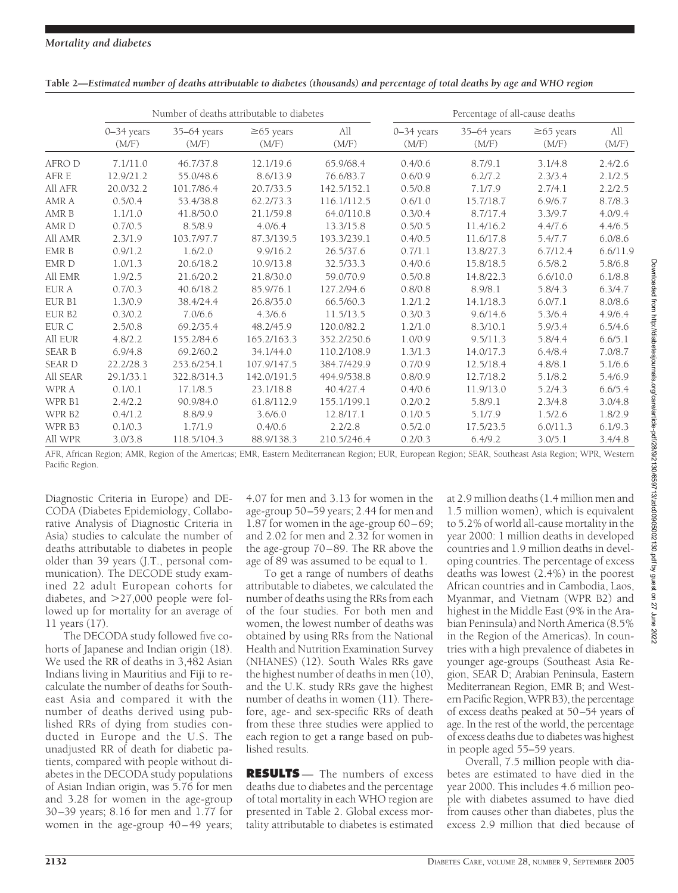**Table 2—Estimated number of deaths attributable to diabetes (thousands) and percentage of total deaths by age and WHO region**

| | Number of deaths attributable to diabetes | | | | Percentage of all-cause deaths | | | |
|---|---|---|---|---|---|---|---|---|
| | 0–34 years (M/F) | 35–64 years (M/F) | ≥65 years (M/F) | All (M/F) | 0–34 years (M/F) | 35–64 years (M/F) | ≥65 years (M/F) | All (M/F) |
| AFRO D | 7.1/11.0 | 46.7/37.8 | 12.1/19.6 | 65.9/68.4 | 0.4/0.6 | 8.7/9.1 | 3.1/4.8 | 2.4/2.6 |
| AFR E | 12.9/21.2 | 55.0/48.6 | 8.6/13.9 | 76.6/83.7 | 0.6/0.9 | 6.2/7.2 | 2.3/3.4 | 2.1/2.5 |
| All AFR | 20.0/32.2 | 101.7/86.4 | 20.7/33.5 | 142.5/152.1 | 0.5/0.8 | 7.1/7.9 | 2.7/4.1 | 2.2/2.5 |
| AMR A | 0.5/0.4 | 53.4/38.8 | 62.2/73.3 | 116.1/112.5 | 0.6/1.0 | 15.7/18.7 | 6.9/6.7 | 8.7/8.3 |
| AMR B | 1.1/1.0 | 41.8/50.0 | 21.1/59.8 | 64.0/110.8 | 0.3/0.4 | 8.7/17.4 | 3.3/9.7 | 4.0/9.4 |
| AMR D | 0.7/0.5 | 8.5/8.9 | 4.0/6.4 | 13.3/15.8 | 0.5/0.5 | 11.4/16.2 | 4.4/7.6 | 4.4/6.5 |
| All AMR | 2.3/1.9 | 103.7/97.7 | 87.3/139.5 | 193.3/239.1 | 0.4/0.5 | 11.6/17.8 | 5.4/7.7 | 6.0/8.6 |
| EMR B | 0.9/1.2 | 1.6/2.0 | 9.9/16.2 | 26.5/37.6 | 0.7/1.1 | 13.8/27.3 | 6.7/12.4 | 6.6/11.9 |
| EMR D | 1.0/1.3 | 20.6/18.2 | 10.9/13.8 | 32.5/33.3 | 0.4/0.6 | 15.8/18.5 | 6.5/8.2 | 5.8/6.8 |
| All EMR | 1.9/2.5 | 21.6/20.2 | 21.8/30.0 | 59.0/70.9 | 0.5/0.8 | 14.8/22.3 | 6.6/10.0 | 6.1/8.8 |
| EUR A | 0.7/0.3 | 40.6/18.2 | 85.9/76.1 | 127.2/94.6 | 0.8/0.8 | 8.9/8.1 | 5.8/4.3 | 6.3/4.7 |
| EUR B1 | 1.3/0.9 | 38.4/24.4 | 26.8/35.0 | 66.5/60.3 | 1.2/1.2 | 14.1/18.3 | 6.0/7.1 | 8.0/8.6 |
| EUR B2 | 0.3/0.2 | 7.0/6.6 | 4.3/6.6 | 11.5/13.5 | 0.3/0.3 | 9.6/14.6 | 5.3/6.4 | 4.9/6.4 |
| EUR C | 2.5/0.8 | 69.2/35.4 | 48.2/45.9 | 120.0/82.2 | 1.2/1.0 | 8.3/10.1 | 5.9/3.4 | 6.5/4.6 |
| All EUR | 4.8/2.2 | 155.2/84.6 | 165.2/163.3 | 352.2/250.6 | 1.0/0.9 | 9.5/11.3 | 5.8/4.4 | 6.6/5.1 |
| SEAR B | 6.9/4.8 | 69.2/60.2 | 34.1/44.0 | 110.2/108.9 | 1.3/1.3 | 14.0/17.3 | 6.4/8.4 | 7.0/8.7 |
| SEAR D | 22.2/28.3 | 253.6/254.1 | 107.9/147.5 | 384.7/429.9 | 0.7/0.9 | 12.5/18.4 | 4.8/8.1 | 5.1/6.6 |
| All SEAR | 29.1/33.1 | 322.8/314.3 | 142.0/191.5 | 494.9/538.8 | 0.8/0.9 | 12.7/18.2 | 5.1/8.2 | 5.4/6.9 |
| WPR A | 0.1/0.1 | 17.1/8.5 | 23.1/18.8 | 40.4/27.4 | 0.4/0.6 | 11.9/13.0 | 5.2/4.3 | 6.6/5.4 |
| WPR B1 | 2.4/2.2 | 90.9/84.0 | 61.8/112.9 | 155.1/199.1 | 0.2/0.2 | 5.8/9.1 | 2.3/4.8 | 3.0/4.8 |
| WPR B2 | 0.4/1.2 | 8.8/9.9 | 3.6/6.0 | 12.8/17.1 | 0.1/0.5 | 5.1/7.9 | 1.5/2.6 | 1.8/2.9 |
| WPR B3 | 0.1/0.3 | 1.7/1.9 | 0.4/0.6 | 2.2/2.8 | 0.5/2.0 | 17.5/23.5 | 6.0/11.3 | 6.1/9.3 |
| All WPR | 3.0/3.8 | 118.5/104.3 | 88.9/138.3 | 210.5/246.4 | 0.2/0.3 | 6.4/9.2 | 3.0/5.1 | 3.4/4.8 |

AFR, African Region; AMR, Region of the Americas; EMR, Eastern Mediterranean Region; EUR, European Region; SEAR, Southeast Asia Region; WPR, Western Pacific Region.

Diagnostic Criteria in Europe) and DECODA (Diabetes Epidemiology, Collaborative Analysis of Diagnostic Criteria in Asia) studies to calculate the number of deaths attributable to diabetes in people older than 39 years (J.T., personal communication). The DECODE study examined 22 adult European cohorts for diabetes, and >27,000 people were followed up for mortality for an average of 11 years (17).

The DECODA study followed five cohorts of Japanese and Indian origin (18). We used the RR of deaths in 3,482 Asian Indians living in Mauritius and Fiji to recalculate the number of deaths for Southeast Asia and compared it with the number of deaths derived using published RRs of dying from studies conducted in Europe and the U.S. The unadjusted RR of death for diabetic patients, compared with people without diabetes in the DECODA study populations of Asian Indian origin, was 5.76 for men and 3.28 for women in the age-group 30–39 years; 8.16 for men and 1.77 for women in the age-group 40–49 years; 4.07 for men and 3.13 for women in the age-group 50–59 years; 2.44 for men and 1.87 for women in the age-group 60–69; and 2.02 for men and 2.32 for women in the age-group 70–89. The RR above the age of 89 was assumed to be equal to 1.

To get a range of numbers of deaths attributable to diabetes, we calculated the number of deaths using the RRs from each of the four studies. For both men and women, the lowest number of deaths was obtained by using RRs from the National Health and Nutrition Examination Survey (NHANES) (12). South Wales RRs gave the highest number of deaths in men (10), and the U.K. study RRs gave the highest number of deaths in women (11). Therefore, age- and sex-specific RRs of death from these three studies were applied to each region to get a range based on published results.

## RESULTS

The numbers of excess deaths due to diabetes and the percentage of total mortality in each WHO region are presented in Table 2. Global excess mortality attributable to diabetes is estimated at 2.9 million deaths (1.4 million men and 1.5 million women), which is equivalent to 5.2% of world all-cause mortality in the year 2000: 1 million deaths in developed countries and 1.9 million deaths in developing countries. The percentage of excess deaths was lowest (2.4%) in the poorest African countries and in Cambodia, Laos, Myanmar, and Vietnam (WPR B2) and highest in the Middle East (9% in the Arabian Peninsula) and North America (8.5% in the Region of the Americas). In countries with a high prevalence of diabetes in younger age-groups (Southeast Asia Region, SEAR D; Arabian Peninsula, Eastern Mediterranean Region, EMR B; and Western Pacific Region, WPR B3), the percentage of excess deaths peaked at 50–54 years of age. In the rest of the world, the percentage of excess deaths due to diabetes was highest in people aged 55–59 years.

Overall, 7.5 million people with diabetes are estimated to have died in the year 2000. This includes 4.6 million people with diabetes assumed to have died from causes other than diabetes, plus the excess 2.9 million that died because of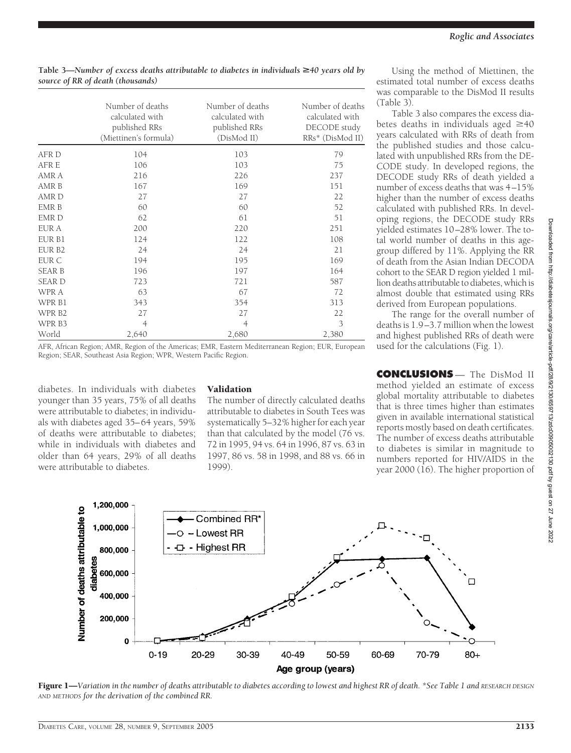**Table 3—*Number of excess deaths attributable to diabetes in individuals ≥40 years old by source of RR of death (thousands)***

| | Number of deaths calculated with published RRs (Miettinen's formula) | Number of deaths calculated with published RRs (DisMod II) | Number of deaths calculated with DECODE study RRs* (DisMod II) |
|---|---|---|---|
| AFR D | 104 | 103 | 79 |
| AFR E | 106 | 103 | 75 |
| AMR A | 216 | 226 | 237 |
| AMR B | 167 | 169 | 151 |
| AMR D | 27 | 27 | 22 |
| EMR B | 60 | 60 | 52 |
| EMR D | 62 | 61 | 51 |
| EUR A | 200 | 220 | 251 |
| EUR B1 | 124 | 122 | 108 |
| EUR B2 | 24 | 24 | 21 |
| EUR C | 194 | 195 | 169 |
| SEAR B | 196 | 197 | 164 |
| SEAR D | 723 | 721 | 587 |
| WPR A | 63 | 67 | 72 |
| WPR B1 | 343 | 354 | 313 |
| WPR B2 | 27 | 27 | 22 |
| WPR B3 | 4 | 4 | 3 |
| World | 2,640 | 2,680 | 2,380 |

AFR, African Region; AMR, Region of the Americas; EMR, Eastern Mediterranean Region; EUR, European Region; SEAR, Southeast Asia Region; WPR, Western Pacific Region.

diabetes. In individuals with diabetes younger than 35 years, 75% of all deaths were attributable to diabetes; in individuals with diabetes aged 35–64 years, 59% of deaths were attributable to diabetes; while in individuals with diabetes and older than 64 years, 29% of all deaths were attributable to diabetes.

### Validation

The number of directly calculated deaths attributable to diabetes in South Tees was systematically 5–32% higher for each year than that calculated by the model (76 vs. 72 in 1995, 94 vs. 64 in 1996, 87 vs. 63 in 1997, 86 vs. 58 in 1998, and 88 vs. 66 in 1999).

Using the method of Miettinen, the estimated total number of excess deaths was comparable to the DisMod II results (Table 3).

Table 3 also compares the excess diabetes deaths in individuals aged ≥40 years calculated with RRs of death from the published studies and those calculated with unpublished RRs from the DECODE study. In developed regions, the DECODE study RRs of death yielded a number of excess deaths that was 4–15% higher than the number of excess deaths calculated with published RRs. In developing regions, the DECODE study RRs yielded estimates 10–28% lower. The total world number of deaths in this age-group differed by 11%. Applying the RR of death from the Asian Indian DECODA cohort to the SEAR D region yielded 1 million deaths attributable to diabetes, which is almost double that estimated using RRs derived from European populations.

The range for the overall number of deaths is 1.9–3.7 million when the lowest and highest published RRs of death were used for the calculations (Fig. 1).

## CONCLUSIONS

The DisMod II method yielded an estimate of excess global mortality attributable to diabetes that is three times higher than estimates given in available international statistical reports mostly based on death certificates. The number of excess deaths attributable to diabetes is similar in magnitude to numbers reported for HIV/AIDS in the year 2000 (16). The higher proportion of

**Figure 1**—*Variation in the number of deaths attributable to diabetes according to lowest and highest RR of death. *See Table 1 and RESEARCH DESIGN AND METHODS for the derivation of the combined RR.*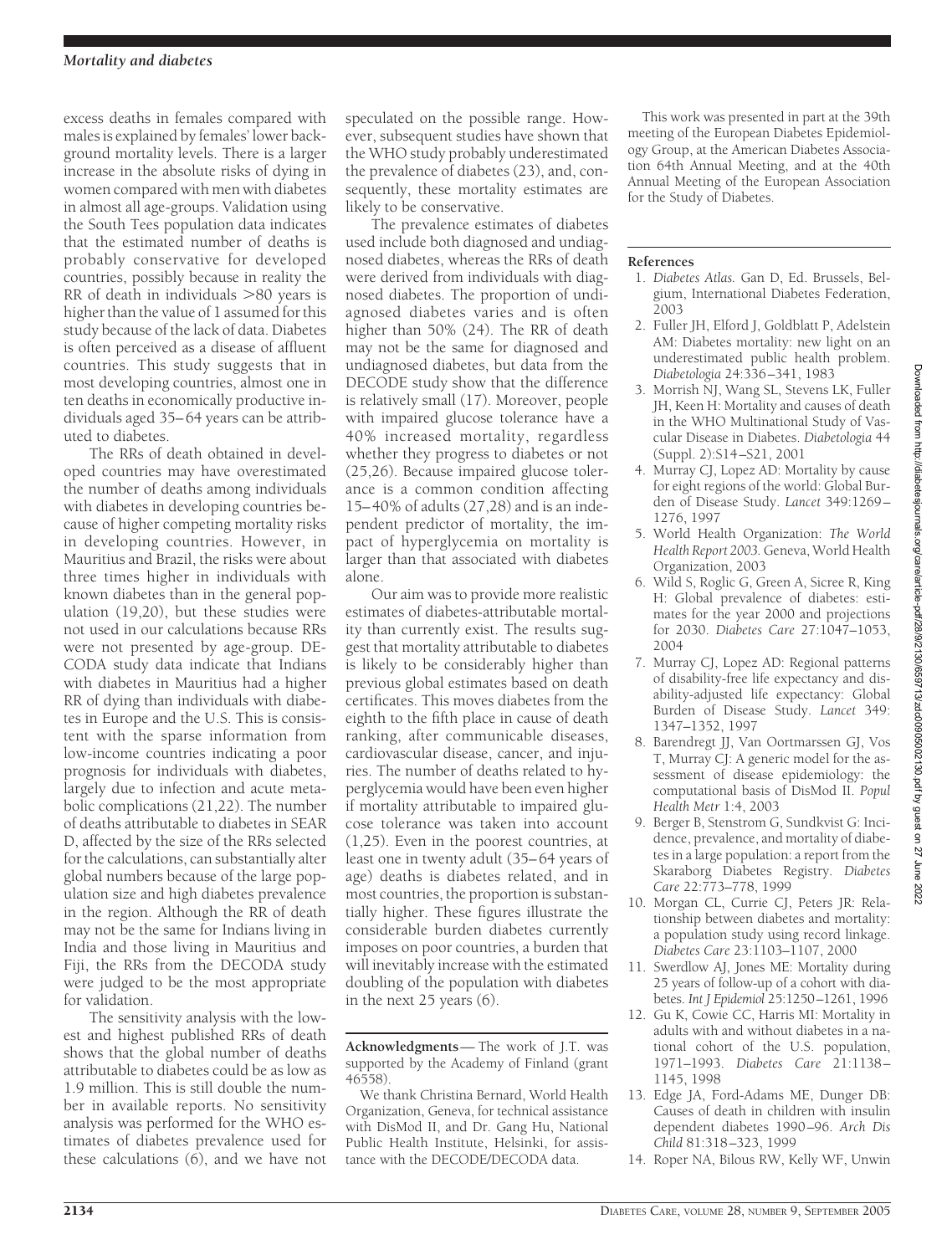excess deaths in females compared with males is explained by females' lower background mortality levels. There is a larger increase in the absolute risks of dying in women compared with men with diabetes in almost all age-groups. Validation using the South Tees population data indicates that the estimated number of deaths is probably conservative for developed countries, possibly because in reality the RR of death in individuals >80 years is higher than the value of 1 assumed for this study because of the lack of data. Diabetes is often perceived as a disease of affluent countries. This study suggests that in most developing countries, almost one in ten deaths in economically productive individuals aged 35–64 years can be attributed to diabetes.

The RRs of death obtained in developed countries may have overestimated the number of deaths among individuals with diabetes in developing countries because of higher competing mortality risks in developing countries. However, in Mauritius and Brazil, the risks were about three times higher in individuals with known diabetes than in the general population (19,20), but these studies were not used in our calculations because RRs were not presented by age-group. DECODA study data indicate that Indians with diabetes in Mauritius had a higher RR of dying than individuals with diabetes in Europe and the U.S. This is consistent with the sparse information from low-income countries indicating a poor prognosis for individuals with diabetes, largely due to infection and acute metabolic complications (21,22). The number of deaths attributable to diabetes in SEAR D, affected by the size of the RRs selected for the calculations, can substantially alter global numbers because of the large population size and high diabetes prevalence in the region. Although the RR of death may not be the same for Indians living in India and those living in Mauritius and Fiji, the RRs from the DECODA study were judged to be the most appropriate for validation.

The sensitivity analysis with the lowest and highest published RRs of death shows that the global number of deaths attributable to diabetes could be as low as 1.9 million. This is still double the number in available reports. No sensitivity analysis was performed for the WHO estimates of diabetes prevalence used for these calculations (6), and we have not speculated on the possible range. However, subsequent studies have shown that the WHO study probably underestimated the prevalence of diabetes (23), and, consequently, these mortality estimates are likely to be conservative.

The prevalence estimates of diabetes used include both diagnosed and undiagnosed diabetes, whereas the RRs of death were derived from individuals with diagnosed diabetes. The proportion of undiagnosed diabetes varies and is often higher than 50% (24). The RR of death may not be the same for diagnosed and undiagnosed diabetes, but data from the DECODE study show that the difference is relatively small (17). Moreover, people with impaired glucose tolerance have a 40% increased mortality, regardless whether they progress to diabetes or not (25,26). Because impaired glucose tolerance is a common condition affecting 15–40% of adults (27,28) and is an independent predictor of mortality, the impact of hyperglycemia on mortality is larger than that associated with diabetes alone.

Our aim was to provide more realistic estimates of diabetes-attributable mortality than currently exist. The results suggest that mortality attributable to diabetes is likely to be considerably higher than previous global estimates based on death certificates. This moves diabetes from the eighth to the fifth place in cause of death ranking, after communicable diseases, cardiovascular disease, cancer, and injuries. The number of deaths related to hyperglycemia would have been even higher if mortality attributable to impaired glucose tolerance was taken into account (1,25). Even in the poorest countries, at least one in twenty adult (35–64 years of age) deaths is diabetes related, and in most countries, the proportion is substantially higher. These figures illustrate the considerable burden diabetes currently imposes on poor countries, a burden that will inevitably increase with the estimated doubling of the population with diabetes in the next 25 years (6).

**Acknowledgments**— The work of J.T. was supported by the Academy of Finland (grant 46558).

We thank Christina Bernard, World Health Organization, Geneva, for technical assistance with DisMod II, and Dr. Gang Hu, National Public Health Institute, Helsinki, for assistance with the DECODE/DECODA data.

This work was presented in part at the 39th meeting of the European Diabetes Epidemiology Group, at the American Diabetes Association 64th Annual Meeting, and at the 40th Annual Meeting of the European Association for the Study of Diabetes.

## References

1. *Diabetes Atlas.* Gan D, Ed. Brussels, Belgium, International Diabetes Federation, 2003
2. Fuller JH, Elford J, Goldblatt P, Adelstein AM: Diabetes mortality: new light on an underestimated public health problem. *Diabetologia* 24:336–341, 1983
3. Morrish NJ, Wang SL, Stevens LK, Fuller JH, Keen H: Mortality and causes of death in the WHO Multinational Study of Vascular Disease in Diabetes. *Diabetologia* 44 (Suppl. 2):S14–S21, 2001
4. Murray CJ, Lopez AD: Mortality by cause for eight regions of the world: Global Burden of Disease Study. *Lancet* 349:1269–1276, 1997
5. World Health Organization: *The World Health Report 2003.* Geneva, World Health Organization, 2003
6. Wild S, Roglic G, Green A, Sicree R, King H: Global prevalence of diabetes: estimates for the year 2000 and projections for 2030. *Diabetes Care* 27:1047–1053, 2004
7. Murray CJ, Lopez AD: Regional patterns of disability-free life expectancy and disability-adjusted life expectancy: Global Burden of Disease Study. *Lancet* 349: 1347–1352, 1997
8. Barendregt JJ, Van Oortmarssen GJ, Vos T, Murray CJ: A generic model for the assessment of disease epidemiology: the computational basis of DisMod II. *Popul Health Metr* 1:4, 2003
9. Berger B, Stenstrom G, Sundkvist G: Incidence, prevalence, and mortality of diabetes in a large population: a report from the Skaraborg Diabetes Registry. *Diabetes Care* 22:773–778, 1999
10. Morgan CL, Currie CJ, Peters JR: Relationship between diabetes and mortality: a population study using record linkage. *Diabetes Care* 23:1103–1107, 2000
11. Swerdlow AJ, Jones ME: Mortality during 25 years of follow-up of a cohort with diabetes. *Int J Epidemiol* 25:1250–1261, 1996
12. Gu K, Cowie CC, Harris MI: Mortality in adults with and without diabetes in a national cohort of the U.S. population, 1971–1993. *Diabetes Care* 21:1138–1145, 1998
13. Edge JA, Ford-Adams ME, Dunger DB: Causes of death in children with insulin dependent diabetes 1990–96. *Arch Dis Child* 81:318–323, 1999
14. Roper NA, Bilous RW, Kelly WF, Unwin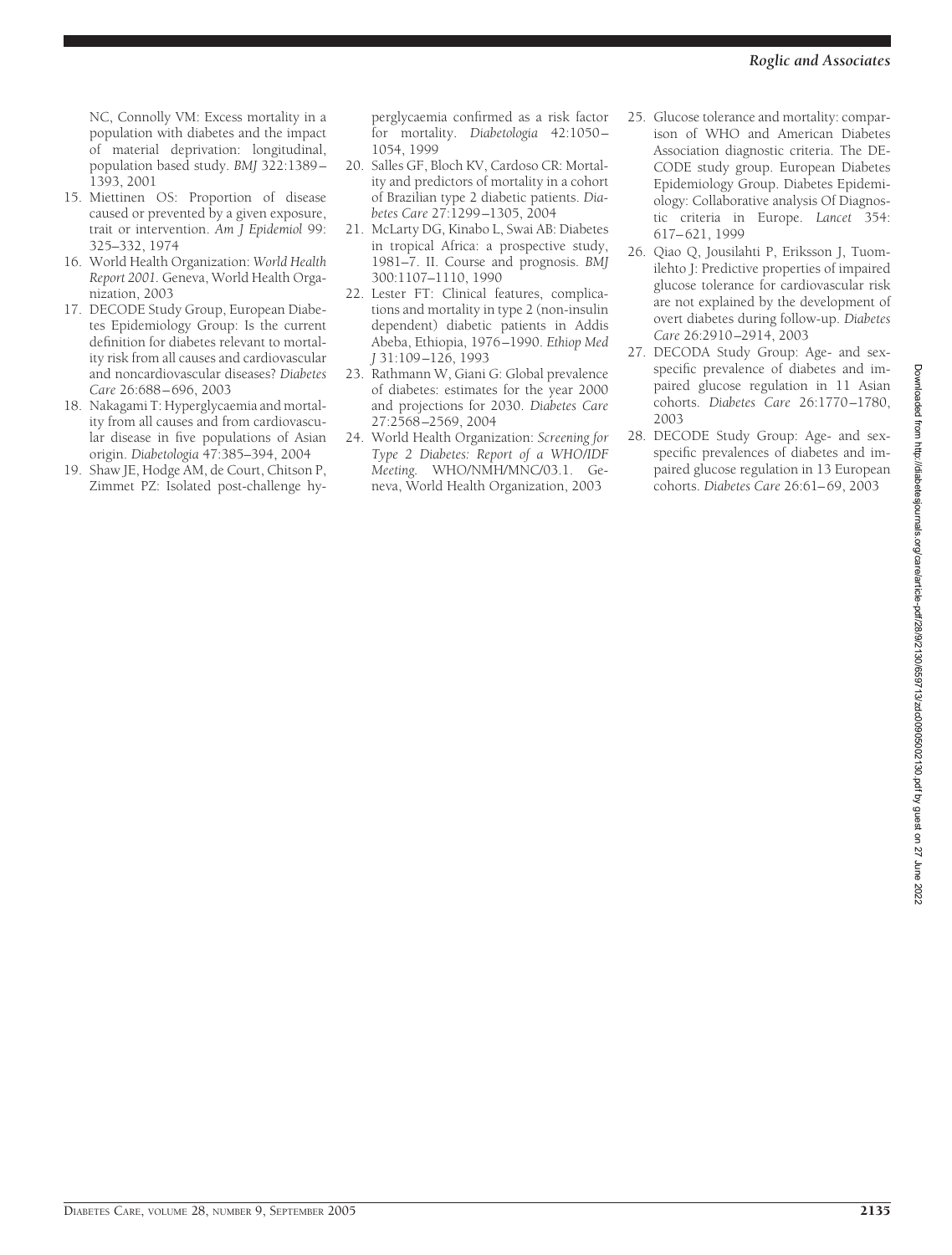NC, Connolly VM: Excess mortality in a population with diabetes and the impact of material deprivation: longitudinal, population based study. *BMJ* 322:1389–1393, 2001

15. Miettinen OS: Proportion of disease caused or prevented by a given exposure, trait or intervention. *Am J Epidemiol* 99: 325–332, 1974
16. World Health Organization: *World Health Report 2001*. Geneva, World Health Organization, 2003
17. DECODE Study Group, European Diabetes Epidemiology Group: Is the current definition for diabetes relevant to mortality risk from all causes and cardiovascular and noncardiovascular diseases? *Diabetes Care* 26:688–696, 2003
18. Nakagami T: Hyperglycaemia and mortality from all causes and from cardiovascular disease in five populations of Asian origin. *Diabetologia* 47:385–394, 2004
19. Shaw JE, Hodge AM, de Court, Chitson P, Zimmet PZ: Isolated post-challenge hyperglycaemia confirmed as a risk factor for mortality. *Diabetologia* 42:1050–1054, 1999
20. Salles GF, Bloch KV, Cardoso CR: Mortality and predictors of mortality in a cohort of Brazilian type 2 diabetic patients. *Diabetes Care* 27:1299–1305, 2004
21. McLarty DG, Kinabo L, Swai AB: Diabetes in tropical Africa: a prospective study, 1981–7. II. Course and prognosis. *BMJ* 300:1107–1110, 1990
22. Lester FT: Clinical features, complications and mortality in type 2 (non-insulin dependent) diabetic patients in Addis Abeba, Ethiopia, 1976–1990. *Ethiop Med J* 31:109–126, 1993
23. Rathmann W, Giani G: Global prevalence of diabetes: estimates for the year 2000 and projections for 2030. *Diabetes Care* 27:2568–2569, 2004
24. World Health Organization: *Screening for Type 2 Diabetes: Report of a WHO/IDF Meeting.* WHO/NMH/MNC/03.1. Geneva, World Health Organization, 2003
25. Glucose tolerance and mortality: comparison of WHO and American Diabetes Association diagnostic criteria. The DECODE study group. European Diabetes Epidemiology Group. Diabetes Epidemiology: Collaborative analysis Of Diagnostic criteria in Europe. *Lancet* 354: 617–621, 1999
26. Qiao Q, Jousilahti P, Eriksson J, Tuomilehto J: Predictive properties of impaired glucose tolerance for cardiovascular risk are not explained by the development of overt diabetes during follow-up. *Diabetes Care* 26:2910–2914, 2003
27. DECODA Study Group: Age- and sex-specific prevalence of diabetes and impaired glucose regulation in 11 Asian cohorts. *Diabetes Care* 26:1770–1780, 2003
28. DECODE Study Group: Age- and sex-specific prevalences of diabetes and impaired glucose regulation in 13 European cohorts. *Diabetes Care* 26:61–69, 2003